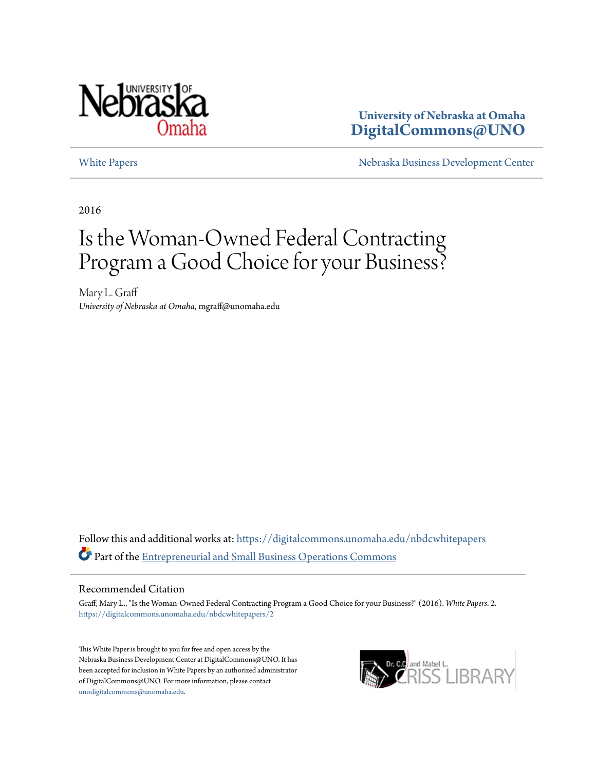University of Nebraska at Omaha
**DigitalCommons@UNO**

White Papers | Nebraska Business Development Center

2016

# Is the Woman-Owned Federal Contracting Program a Good Choice for your Business?

Mary L. Graff
*University of Nebraska at Omaha*, mgraff@unomaha.edu

Follow this and additional works at: https://digitalcommons.unomaha.edu/nbdcwhitepapers

Part of the Entrepreneurial and Small Business Operations Commons

## Recommended Citation

Graff, Mary L., "Is the Woman-Owned Federal Contracting Program a Good Choice for your Business?" (2016). *White Papers*. 2.
https://digitalcommons.unomaha.edu/nbdcwhitepapers/2

This White Paper is brought to you for free and open access by the Nebraska Business Development Center at DigitalCommons@UNO. It has been accepted for inclusion in White Papers by an authorized administrator of DigitalCommons@UNO. For more information, please contact unodigitalcommons@unomaha.edu.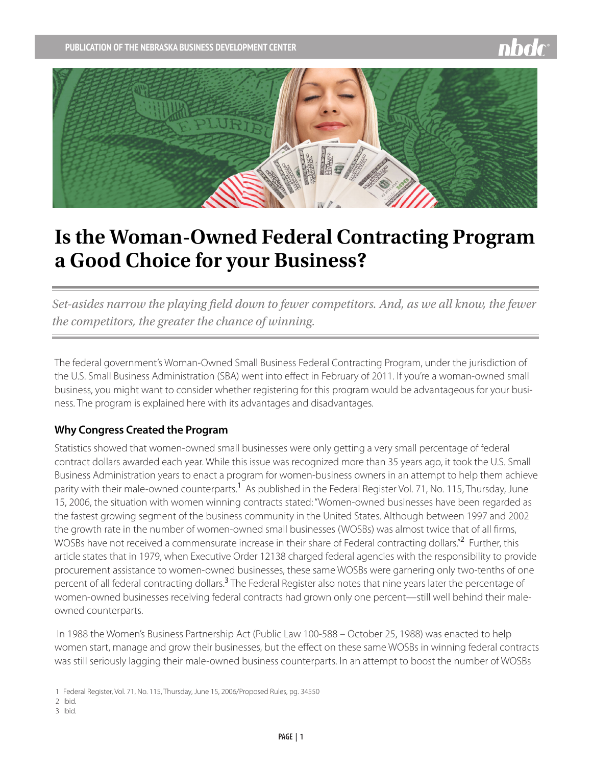# Is the Woman-Owned Federal Contracting Program a Good Choice for your Business?

*Set-asides narrow the playing field down to fewer competitors. And, as we all know, the fewer the competitors, the greater the chance of winning.*

The federal government's Woman-Owned Small Business Federal Contracting Program, under the jurisdiction of the U.S. Small Business Administration (SBA) went into effect in February of 2011. If you're a woman-owned small business, you might want to consider whether registering for this program would be advantageous for your business. The program is explained here with its advantages and disadvantages.

### Why Congress Created the Program

Statistics showed that women-owned small businesses were only getting a very small percentage of federal contract dollars awarded each year. While this issue was recognized more than 35 years ago, it took the U.S. Small Business Administration years to enact a program for women-business owners in an attempt to help them achieve parity with their male-owned counterparts.[1] As published in the Federal Register Vol. 71, No. 115, Thursday, June 15, 2006, the situation with women winning contracts stated: "Women-owned businesses have been regarded as the fastest growing segment of the business community in the United States. Although between 1997 and 2002 the growth rate in the number of women-owned small businesses (WOSBs) was almost twice that of all firms, WOSBs have not received a commensurate increase in their share of Federal contracting dollars."[2] Further, this article states that in 1979, when Executive Order 12138 charged federal agencies with the responsibility to provide procurement assistance to women-owned businesses, these same WOSBs were garnering only two-tenths of one percent of all federal contracting dollars.[3] The Federal Register also notes that nine years later the percentage of women-owned businesses receiving federal contracts had grown only one percent—still well behind their male-owned counterparts.

In 1988 the Women's Business Partnership Act (Public Law 100-588 – October 25, 1988) was enacted to help women start, manage and grow their businesses, but the effect on these same WOSBs in winning federal contracts was still seriously lagging their male-owned business counterparts. In an attempt to boost the number of WOSBs

1 Federal Register, Vol. 71, No. 115, Thursday, June 15, 2006/Proposed Rules, pg. 34550

2 Ibid.

3 Ibid.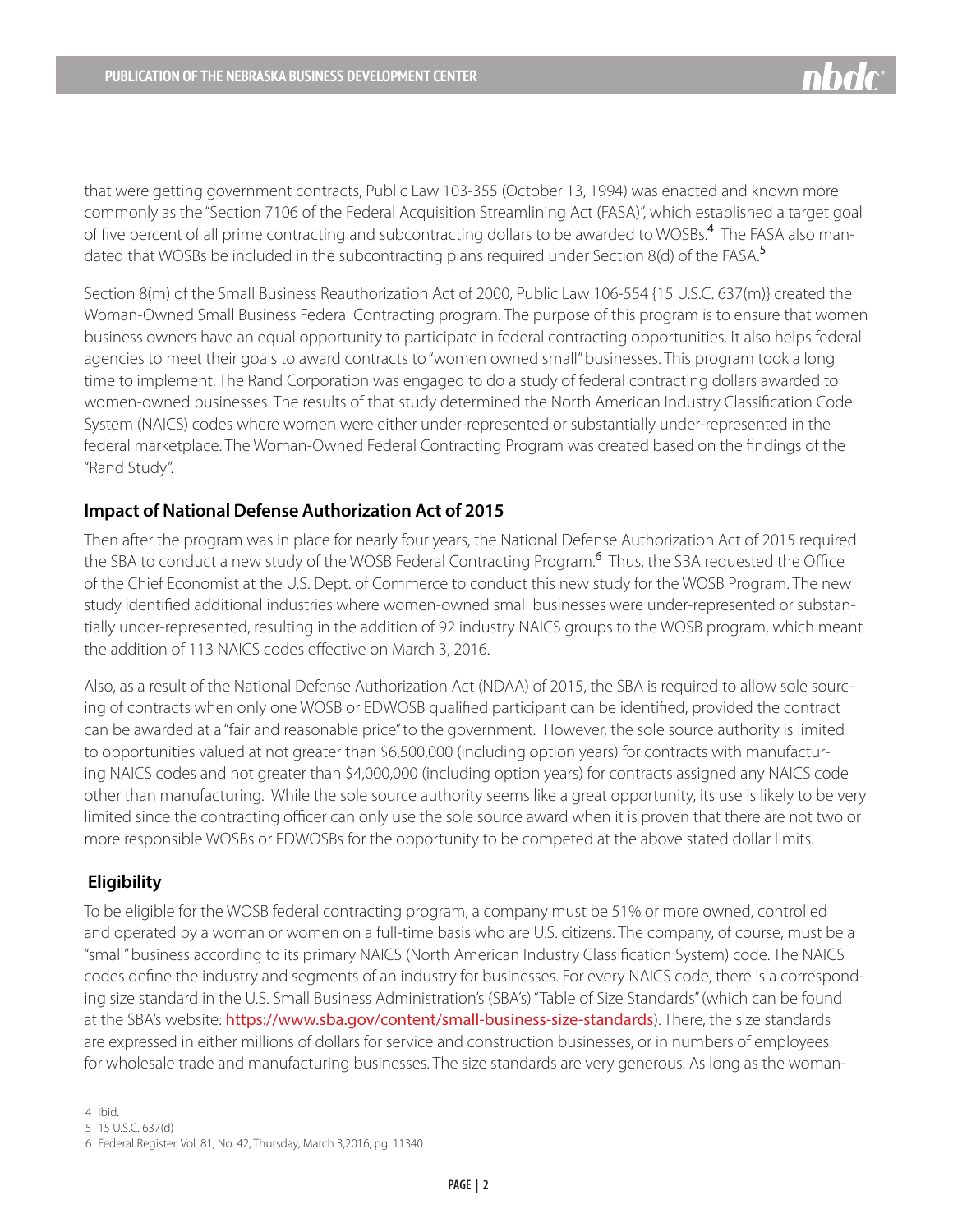that were getting government contracts, Public Law 103-355 (October 13, 1994) was enacted and known more commonly as the "Section 7106 of the Federal Acquisition Streamlining Act (FASA)", which established a target goal of five percent of all prime contracting and subcontracting dollars to be awarded to WOSBs.[4] The FASA also mandated that WOSBs be included in the subcontracting plans required under Section 8(d) of the FASA.[5]

Section 8(m) of the Small Business Reauthorization Act of 2000, Public Law 106-554 {15 U.S.C. 637(m)} created the Woman-Owned Small Business Federal Contracting program. The purpose of this program is to ensure that women business owners have an equal opportunity to participate in federal contracting opportunities. It also helps federal agencies to meet their goals to award contracts to "women owned small" businesses. This program took a long time to implement. The Rand Corporation was engaged to do a study of federal contracting dollars awarded to women-owned businesses. The results of that study determined the North American Industry Classification Code System (NAICS) codes where women were either under-represented or substantially under-represented in the federal marketplace. The Woman-Owned Federal Contracting Program was created based on the findings of the "Rand Study".

## Impact of National Defense Authorization Act of 2015

Then after the program was in place for nearly four years, the National Defense Authorization Act of 2015 required the SBA to conduct a new study of the WOSB Federal Contracting Program.[6] Thus, the SBA requested the Office of the Chief Economist at the U.S. Dept. of Commerce to conduct this new study for the WOSB Program. The new study identified additional industries where women-owned small businesses were under-represented or substantially under-represented, resulting in the addition of 92 industry NAICS groups to the WOSB program, which meant the addition of 113 NAICS codes effective on March 3, 2016.

Also, as a result of the National Defense Authorization Act (NDAA) of 2015, the SBA is required to allow sole sourcing of contracts when only one WOSB or EDWOSB qualified participant can be identified, provided the contract can be awarded at a "fair and reasonable price" to the government. However, the sole source authority is limited to opportunities valued at not greater than $6,500,000 (including option years) for contracts with manufacturing NAICS codes and not greater than $4,000,000 (including option years) for contracts assigned any NAICS code other than manufacturing. While the sole source authority seems like a great opportunity, its use is likely to be very limited since the contracting officer can only use the sole source award when it is proven that there are not two or more responsible WOSBs or EDWOSBs for the opportunity to be competed at the above stated dollar limits.

## Eligibility

To be eligible for the WOSB federal contracting program, a company must be 51% or more owned, controlled and operated by a woman or women on a full-time basis who are U.S. citizens. The company, of course, must be a "small" business according to its primary NAICS (North American Industry Classification System) code. The NAICS codes define the industry and segments of an industry for businesses. For every NAICS code, there is a corresponding size standard in the U.S. Small Business Administration's (SBA's) "Table of Size Standards" (which can be found at the SBA's website: https://www.sba.gov/content/small-business-size-standards). There, the size standards are expressed in either millions of dollars for service and construction businesses, or in numbers of employees for wholesale trade and manufacturing businesses. The size standards are very generous. As long as the woman-

4 Ibid.

5 15 U.S.C. 637(d)

6 Federal Register, Vol. 81, No. 42, Thursday, March 3,2016, pg. 11340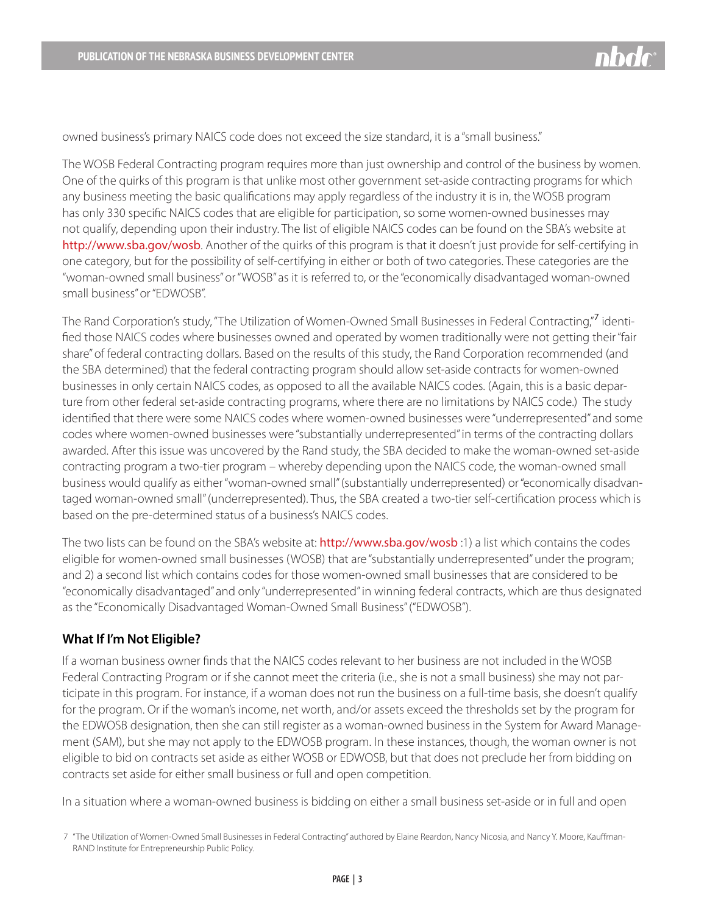owned business's primary NAICS code does not exceed the size standard, it is a "small business."

The WOSB Federal Contracting program requires more than just ownership and control of the business by women. One of the quirks of this program is that unlike most other government set-aside contracting programs for which any business meeting the basic qualifications may apply regardless of the industry it is in, the WOSB program has only 330 specific NAICS codes that are eligible for participation, so some women-owned businesses may not qualify, depending upon their industry. The list of eligible NAICS codes can be found on the SBA's website at http://www.sba.gov/wosb. Another of the quirks of this program is that it doesn't just provide for self-certifying in one category, but for the possibility of self-certifying in either or both of two categories. These categories are the "woman-owned small business" or "WOSB" as it is referred to, or the "economically disadvantaged woman-owned small business" or "EDWOSB".

The Rand Corporation's study, "The Utilization of Women-Owned Small Businesses in Federal Contracting,"[7] identified those NAICS codes where businesses owned and operated by women traditionally were not getting their "fair share" of federal contracting dollars. Based on the results of this study, the Rand Corporation recommended (and the SBA determined) that the federal contracting program should allow set-aside contracts for women-owned businesses in only certain NAICS codes, as opposed to all the available NAICS codes. (Again, this is a basic departure from other federal set-aside contracting programs, where there are no limitations by NAICS code.) The study identified that there were some NAICS codes where women-owned businesses were "underrepresented" and some codes where women-owned businesses were "substantially underrepresented" in terms of the contracting dollars awarded. After this issue was uncovered by the Rand study, the SBA decided to make the woman-owned set-aside contracting program a two-tier program – whereby depending upon the NAICS code, the woman-owned small business would qualify as either "woman-owned small" (substantially underrepresented) or "economically disadvantaged woman-owned small" (underrepresented). Thus, the SBA created a two-tier self-certification process which is based on the pre-determined status of a business's NAICS codes.

The two lists can be found on the SBA's website at: http://www.sba.gov/wosb :1) a list which contains the codes eligible for women-owned small businesses (WOSB) that are "substantially underrepresented" under the program; and 2) a second list which contains codes for those women-owned small businesses that are considered to be "economically disadvantaged" and only "underrepresented" in winning federal contracts, which are thus designated as the "Economically Disadvantaged Woman-Owned Small Business" ("EDWOSB").

### What If I'm Not Eligible?

If a woman business owner finds that the NAICS codes relevant to her business are not included in the WOSB Federal Contracting Program or if she cannot meet the criteria (i.e., she is not a small business) she may not participate in this program. For instance, if a woman does not run the business on a full-time basis, she doesn't qualify for the program. Or if the woman's income, net worth, and/or assets exceed the thresholds set by the program for the EDWOSB designation, then she can still register as a woman-owned business in the System for Award Management (SAM), but she may not apply to the EDWOSB program. In these instances, though, the woman owner is not eligible to bid on contracts set aside as either WOSB or EDWOSB, but that does not preclude her from bidding on contracts set aside for either small business or full and open competition.

In a situation where a woman-owned business is bidding on either a small business set-aside or in full and open

7 "The Utilization of Women-Owned Small Businesses in Federal Contracting" authored by Elaine Reardon, Nancy Nicosia, and Nancy Y. Moore, Kauffman-RAND Institute for Entrepreneurship Public Policy.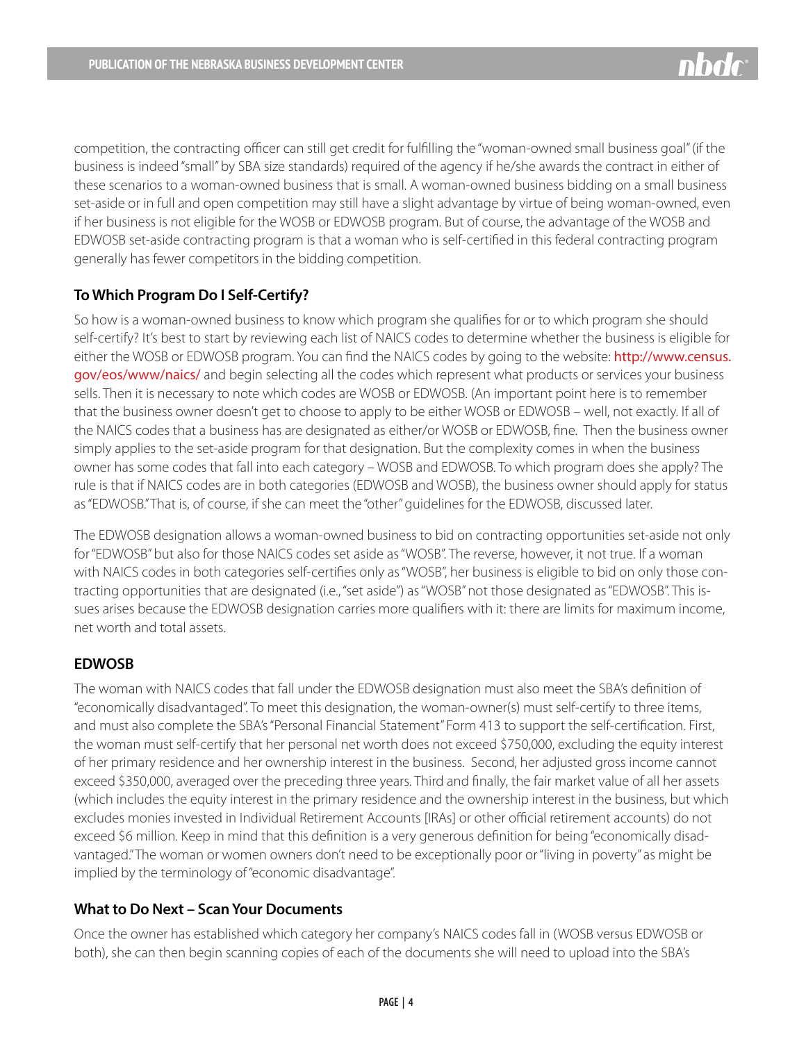competition, the contracting officer can still get credit for fulfilling the "woman-owned small business goal" (if the business is indeed "small" by SBA size standards) required of the agency if he/she awards the contract in either of these scenarios to a woman-owned business that is small. A woman-owned business bidding on a small business set-aside or in full and open competition may still have a slight advantage by virtue of being woman-owned, even if her business is not eligible for the WOSB or EDWOSB program. But of course, the advantage of the WOSB and EDWOSB set-aside contracting program is that a woman who is self-certified in this federal contracting program generally has fewer competitors in the bidding competition.

### To Which Program Do I Self-Certify?

So how is a woman-owned business to know which program she qualifies for or to which program she should self-certify? It's best to start by reviewing each list of NAICS codes to determine whether the business is eligible for either the WOSB or EDWOSB program. You can find the NAICS codes by going to the website: http://www.census.gov/eos/www/naics/ and begin selecting all the codes which represent what products or services your business sells. Then it is necessary to note which codes are WOSB or EDWOSB. (An important point here is to remember that the business owner doesn't get to choose to apply to be either WOSB or EDWOSB – well, not exactly. If all of the NAICS codes that a business has are designated as either/or WOSB or EDWOSB, fine. Then the business owner simply applies to the set-aside program for that designation. But the complexity comes in when the business owner has some codes that fall into each category – WOSB and EDWOSB. To which program does she apply? The rule is that if NAICS codes are in both categories (EDWOSB and WOSB), the business owner should apply for status as "EDWOSB." That is, of course, if she can meet the "other" guidelines for the EDWOSB, discussed later.

The EDWOSB designation allows a woman-owned business to bid on contracting opportunities set-aside not only for "EDWOSB" but also for those NAICS codes set aside as "WOSB". The reverse, however, it not true. If a woman with NAICS codes in both categories self-certifies only as "WOSB", her business is eligible to bid on only those contracting opportunities that are designated (i.e., "set aside") as "WOSB" not those designated as "EDWOSB". This issues arises because the EDWOSB designation carries more qualifiers with it: there are limits for maximum income, net worth and total assets.

### EDWOSB

The woman with NAICS codes that fall under the EDWOSB designation must also meet the SBA's definition of "economically disadvantaged". To meet this designation, the woman-owner(s) must self-certify to three items, and must also complete the SBA's "Personal Financial Statement" Form 413 to support the self-certification. First, the woman must self-certify that her personal net worth does not exceed $750,000, excluding the equity interest of her primary residence and her ownership interest in the business. Second, her adjusted gross income cannot exceed $350,000, averaged over the preceding three years. Third and finally, the fair market value of all her assets (which includes the equity interest in the primary residence and the ownership interest in the business, but which excludes monies invested in Individual Retirement Accounts [IRAs] or other official retirement accounts) do not exceed $6 million. Keep in mind that this definition is a very generous definition for being "economically disadvantaged." The woman or women owners don't need to be exceptionally poor or "living in poverty" as might be implied by the terminology of "economic disadvantage".

### What to Do Next – Scan Your Documents

Once the owner has established which category her company's NAICS codes fall in (WOSB versus EDWOSB or both), she can then begin scanning copies of each of the documents she will need to upload into the SBA's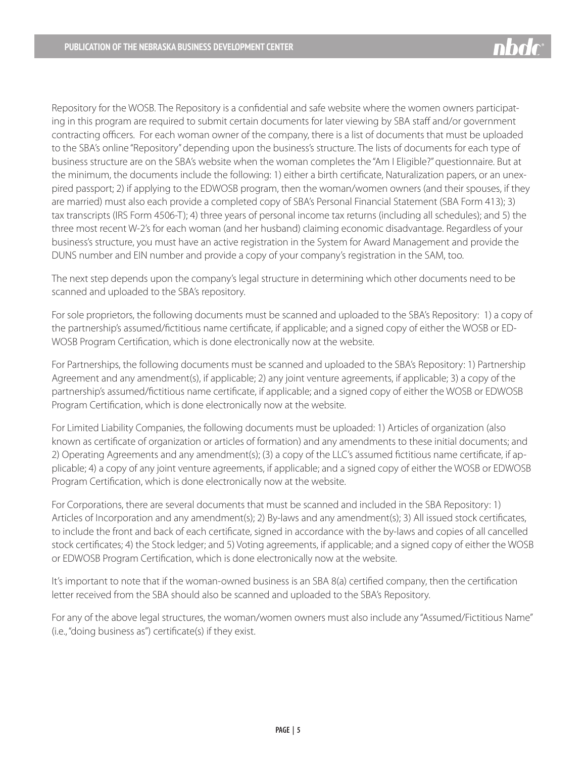Repository for the WOSB. The Repository is a confidential and safe website where the women owners participating in this program are required to submit certain documents for later viewing by SBA staff and/or government contracting officers. For each woman owner of the company, there is a list of documents that must be uploaded to the SBA's online "Repository" depending upon the business's structure. The lists of documents for each type of business structure are on the SBA's website when the woman completes the "Am I Eligible?" questionnaire. But at the minimum, the documents include the following: 1) either a birth certificate, Naturalization papers, or an unexpired passport; 2) if applying to the EDWOSB program, then the woman/women owners (and their spouses, if they are married) must also each provide a completed copy of SBA's Personal Financial Statement (SBA Form 413); 3) tax transcripts (IRS Form 4506-T); 4) three years of personal income tax returns (including all schedules); and 5) the three most recent W-2's for each woman (and her husband) claiming economic disadvantage. Regardless of your business's structure, you must have an active registration in the System for Award Management and provide the DUNS number and EIN number and provide a copy of your company's registration in the SAM, too.

The next step depends upon the company's legal structure in determining which other documents need to be scanned and uploaded to the SBA's repository.

For sole proprietors, the following documents must be scanned and uploaded to the SBA's Repository: 1) a copy of the partnership's assumed/fictitious name certificate, if applicable; and a signed copy of either the WOSB or EDWOSB Program Certification, which is done electronically now at the website.

For Partnerships, the following documents must be scanned and uploaded to the SBA's Repository: 1) Partnership Agreement and any amendment(s), if applicable; 2) any joint venture agreements, if applicable; 3) a copy of the partnership's assumed/fictitious name certificate, if applicable; and a signed copy of either the WOSB or EDWOSB Program Certification, which is done electronically now at the website.

For Limited Liability Companies, the following documents must be uploaded: 1) Articles of organization (also known as certificate of organization or articles of formation) and any amendments to these initial documents; and 2) Operating Agreements and any amendment(s); (3) a copy of the LLC's assumed fictitious name certificate, if applicable; 4) a copy of any joint venture agreements, if applicable; and a signed copy of either the WOSB or EDWOSB Program Certification, which is done electronically now at the website.

For Corporations, there are several documents that must be scanned and included in the SBA Repository: 1) Articles of Incorporation and any amendment(s); 2) By-laws and any amendment(s); 3) All issued stock certificates, to include the front and back of each certificate, signed in accordance with the by-laws and copies of all cancelled stock certificates; 4) the Stock ledger; and 5) Voting agreements, if applicable; and a signed copy of either the WOSB or EDWOSB Program Certification, which is done electronically now at the website.

It's important to note that if the woman-owned business is an SBA 8(a) certified company, then the certification letter received from the SBA should also be scanned and uploaded to the SBA's Repository.

For any of the above legal structures, the woman/women owners must also include any "Assumed/Fictitious Name" (i.e., "doing business as") certificate(s) if they exist.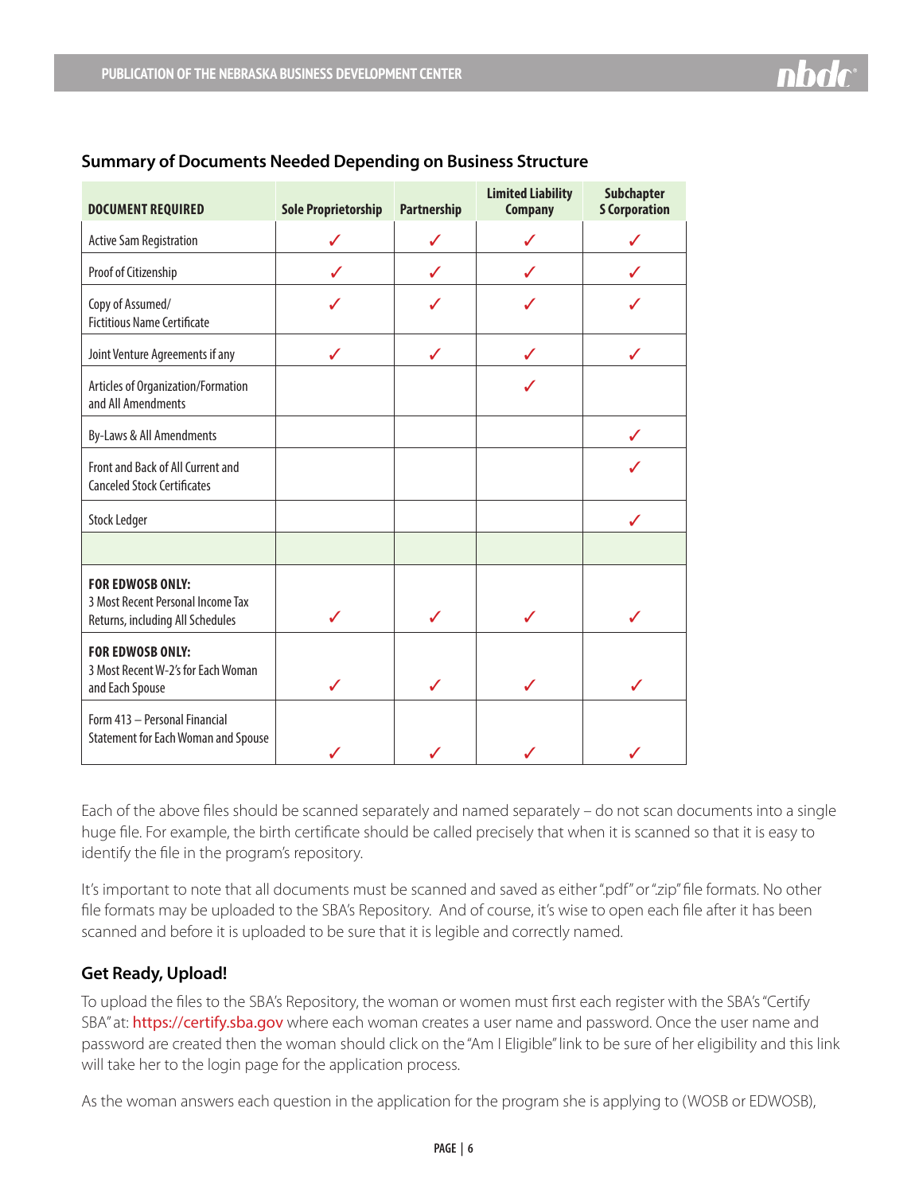### Summary of Documents Needed Depending on Business Structure

| DOCUMENT REQUIRED | Sole Proprietorship | Partnership | Limited Liability Company | Subchapter S Corporation |
|---|---|---|---|---|
| Active Sam Registration | ✓ | ✓ | ✓ | ✓ |
| Proof of Citizenship | ✓ | ✓ | ✓ | ✓ |
| Copy of Assumed/ Fictitious Name Certificate | ✓ | ✓ | ✓ | ✓ |
| Joint Venture Agreements if any | ✓ | ✓ | ✓ | ✓ |
| Articles of Organization/Formation and All Amendments | | | ✓ | |
| By-Laws & All Amendments | | | | ✓ |
| Front and Back of All Current and Canceled Stock Certificates | | | | ✓ |
| Stock Ledger | | | | ✓ |
| | | | | |
| **FOR EDWOSB ONLY:** 3 Most Recent Personal Income Tax Returns, including All Schedules | ✓ | ✓ | ✓ | ✓ |
| **FOR EDWOSB ONLY:** 3 Most Recent W-2's for Each Woman and Each Spouse | ✓ | ✓ | ✓ | ✓ |
| Form 413 – Personal Financial Statement for Each Woman and Spouse | ✓ | ✓ | ✓ | ✓ |

Each of the above files should be scanned separately and named separately – do not scan documents into a single huge file. For example, the birth certificate should be called precisely that when it is scanned so that it is easy to identify the file in the program's repository.

It's important to note that all documents must be scanned and saved as either ".pdf" or ".zip" file formats. No other file formats may be uploaded to the SBA's Repository. And of course, it's wise to open each file after it has been scanned and before it is uploaded to be sure that it is legible and correctly named.

### Get Ready, Upload!

To upload the files to the SBA's Repository, the woman or women must first each register with the SBA's "Certify SBA" at: https://certify.sba.gov where each woman creates a user name and password. Once the user name and password are created then the woman should click on the "Am I Eligible" link to be sure of her eligibility and this link will take her to the login page for the application process.

As the woman answers each question in the application for the program she is applying to (WOSB or EDWOSB),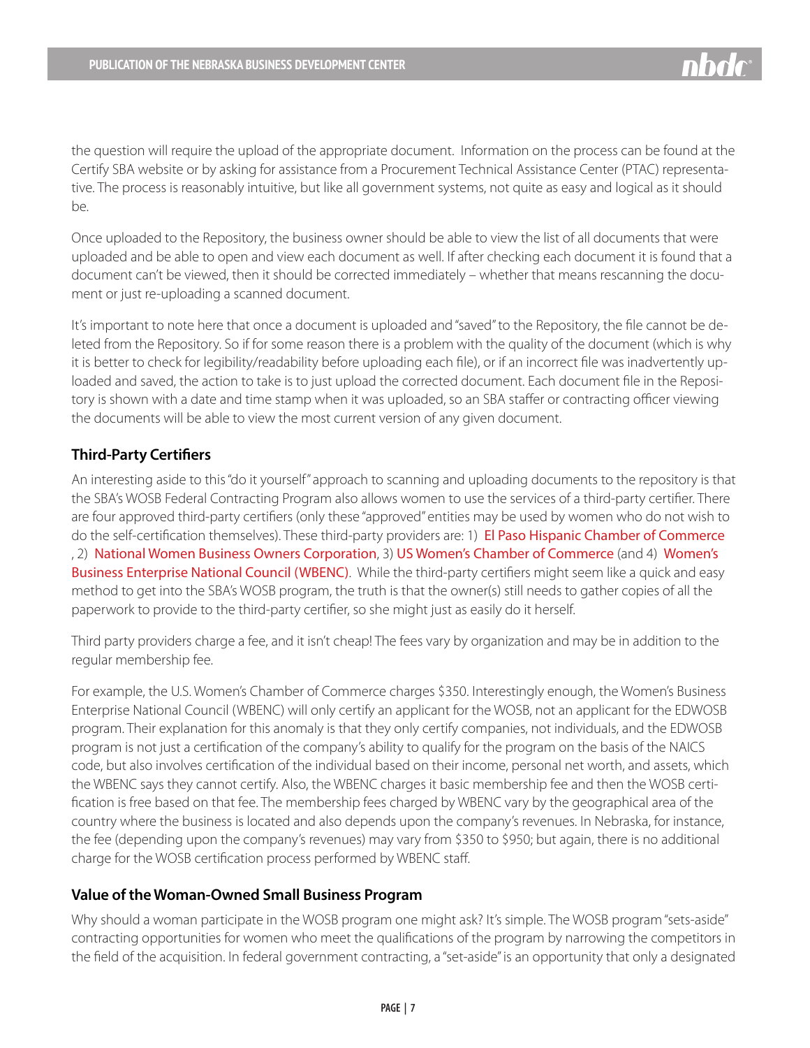the question will require the upload of the appropriate document. Information on the process can be found at the Certify SBA website or by asking for assistance from a Procurement Technical Assistance Center (PTAC) representative. The process is reasonably intuitive, but like all government systems, not quite as easy and logical as it should be.

Once uploaded to the Repository, the business owner should be able to view the list of all documents that were uploaded and be able to open and view each document as well. If after checking each document it is found that a document can't be viewed, then it should be corrected immediately – whether that means rescanning the document or just re-uploading a scanned document.

It's important to note here that once a document is uploaded and "saved" to the Repository, the file cannot be deleted from the Repository. So if for some reason there is a problem with the quality of the document (which is why it is better to check for legibility/readability before uploading each file), or if an incorrect file was inadvertently uploaded and saved, the action to take is to just upload the corrected document. Each document file in the Repository is shown with a date and time stamp when it was uploaded, so an SBA staffer or contracting officer viewing the documents will be able to view the most current version of any given document.

### Third-Party Certifiers

An interesting aside to this "do it yourself" approach to scanning and uploading documents to the repository is that the SBA's WOSB Federal Contracting Program also allows women to use the services of a third-party certifier. There are four approved third-party certifiers (only these "approved" entities may be used by women who do not wish to do the self-certification themselves). These third-party providers are: 1) El Paso Hispanic Chamber of Commerce , 2) National Women Business Owners Corporation, 3) US Women's Chamber of Commerce (and 4) Women's Business Enterprise National Council (WBENC). While the third-party certifiers might seem like a quick and easy method to get into the SBA's WOSB program, the truth is that the owner(s) still needs to gather copies of all the paperwork to provide to the third-party certifier, so she might just as easily do it herself.

Third party providers charge a fee, and it isn't cheap! The fees vary by organization and may be in addition to the regular membership fee.

For example, the U.S. Women's Chamber of Commerce charges $350. Interestingly enough, the Women's Business Enterprise National Council (WBENC) will only certify an applicant for the WOSB, not an applicant for the EDWOSB program. Their explanation for this anomaly is that they only certify companies, not individuals, and the EDWOSB program is not just a certification of the company's ability to qualify for the program on the basis of the NAICS code, but also involves certification of the individual based on their income, personal net worth, and assets, which the WBENC says they cannot certify. Also, the WBENC charges it basic membership fee and then the WOSB certification is free based on that fee. The membership fees charged by WBENC vary by the geographical area of the country where the business is located and also depends upon the company's revenues. In Nebraska, for instance, the fee (depending upon the company's revenues) may vary from $350 to $950; but again, there is no additional charge for the WOSB certification process performed by WBENC staff.

### Value of the Woman-Owned Small Business Program

Why should a woman participate in the WOSB program one might ask? It's simple. The WOSB program "sets-aside" contracting opportunities for women who meet the qualifications of the program by narrowing the competitors in the field of the acquisition. In federal government contracting, a "set-aside" is an opportunity that only a designated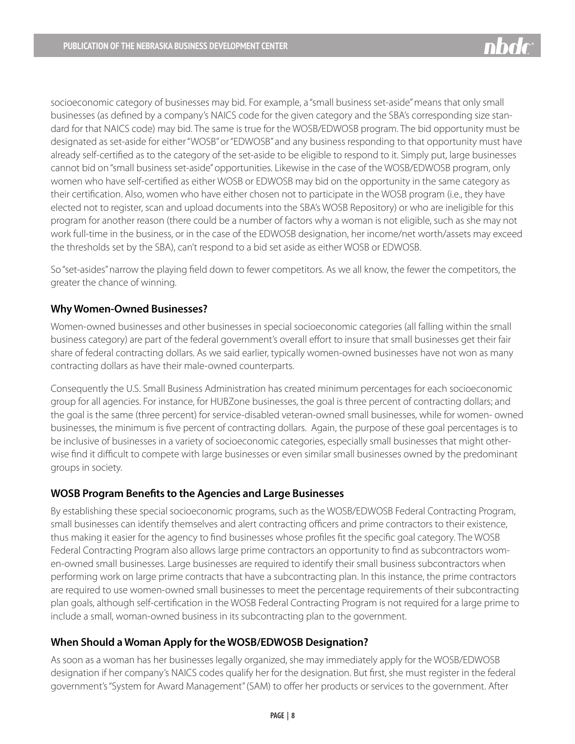socioeconomic category of businesses may bid. For example, a "small business set-aside" means that only small businesses (as defined by a company's NAICS code for the given category and the SBA's corresponding size standard for that NAICS code) may bid. The same is true for the WOSB/EDWOSB program. The bid opportunity must be designated as set-aside for either "WOSB" or "EDWOSB" and any business responding to that opportunity must have already self-certified as to the category of the set-aside to be eligible to respond to it. Simply put, large businesses cannot bid on "small business set-aside" opportunities. Likewise in the case of the WOSB/EDWOSB program, only women who have self-certified as either WOSB or EDWOSB may bid on the opportunity in the same category as their certification. Also, women who have either chosen not to participate in the WOSB program (i.e., they have elected not to register, scan and upload documents into the SBA's WOSB Repository) or who are ineligible for this program for another reason (there could be a number of factors why a woman is not eligible, such as she may not work full-time in the business, or in the case of the EDWOSB designation, her income/net worth/assets may exceed the thresholds set by the SBA), can't respond to a bid set aside as either WOSB or EDWOSB.

So "set-asides" narrow the playing field down to fewer competitors. As we all know, the fewer the competitors, the greater the chance of winning.

### Why Women-Owned Businesses?

Women-owned businesses and other businesses in special socioeconomic categories (all falling within the small business category) are part of the federal government's overall effort to insure that small businesses get their fair share of federal contracting dollars. As we said earlier, typically women-owned businesses have not won as many contracting dollars as have their male-owned counterparts.

Consequently the U.S. Small Business Administration has created minimum percentages for each socioeconomic group for all agencies. For instance, for HUBZone businesses, the goal is three percent of contracting dollars; and the goal is the same (three percent) for service-disabled veteran-owned small businesses, while for women- owned businesses, the minimum is five percent of contracting dollars. Again, the purpose of these goal percentages is to be inclusive of businesses in a variety of socioeconomic categories, especially small businesses that might otherwise find it difficult to compete with large businesses or even similar small businesses owned by the predominant groups in society.

### WOSB Program Benefits to the Agencies and Large Businesses

By establishing these special socioeconomic programs, such as the WOSB/EDWOSB Federal Contracting Program, small businesses can identify themselves and alert contracting officers and prime contractors to their existence, thus making it easier for the agency to find businesses whose profiles fit the specific goal category. The WOSB Federal Contracting Program also allows large prime contractors an opportunity to find as subcontractors women-owned small businesses. Large businesses are required to identify their small business subcontractors when performing work on large prime contracts that have a subcontracting plan. In this instance, the prime contractors are required to use women-owned small businesses to meet the percentage requirements of their subcontracting plan goals, although self-certification in the WOSB Federal Contracting Program is not required for a large prime to include a small, woman-owned business in its subcontracting plan to the government.

### When Should a Woman Apply for the WOSB/EDWOSB Designation?

As soon as a woman has her businesses legally organized, she may immediately apply for the WOSB/EDWOSB designation if her company's NAICS codes qualify her for the designation. But first, she must register in the federal government's "System for Award Management" (SAM) to offer her products or services to the government. After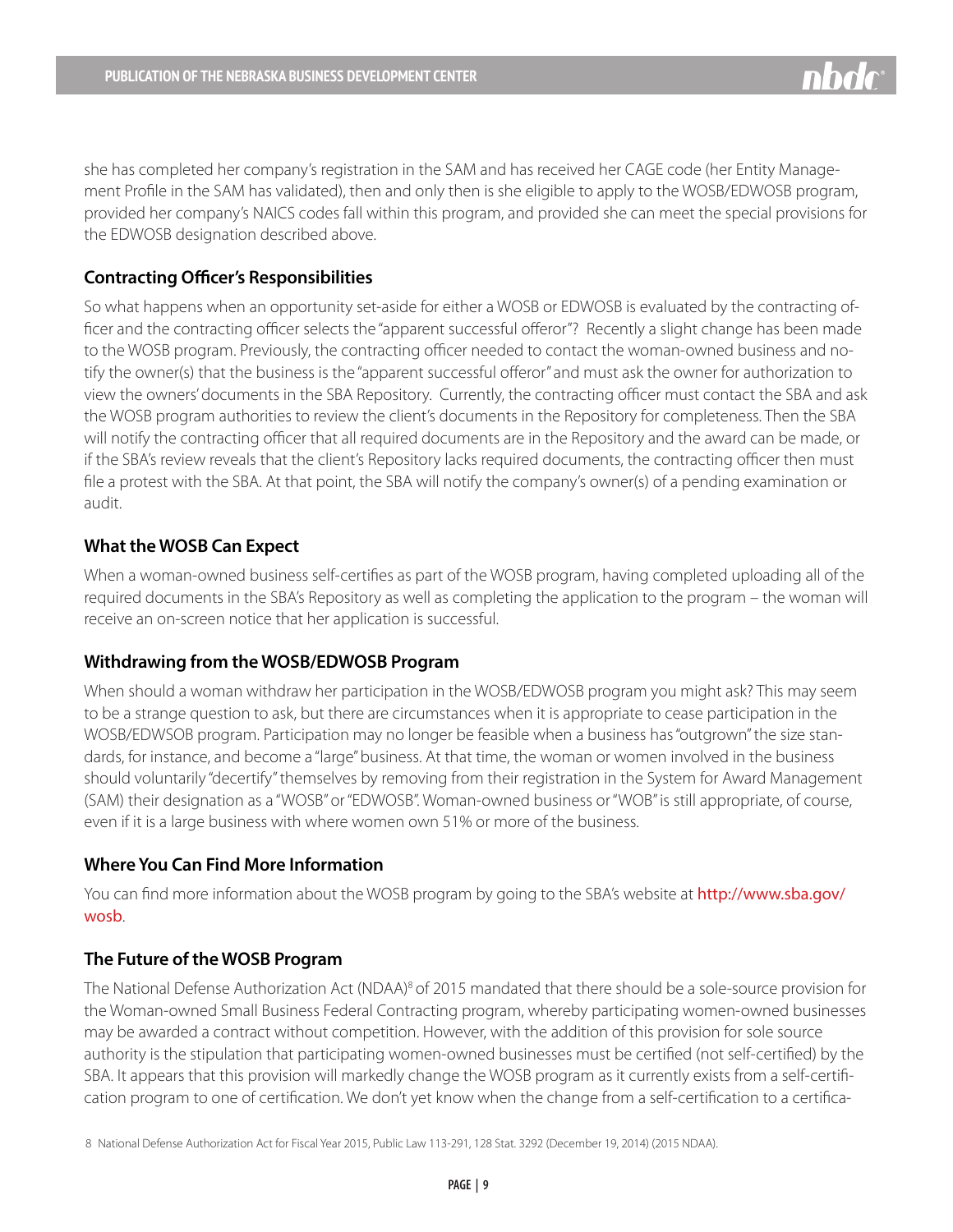she has completed her company's registration in the SAM and has received her CAGE code (her Entity Management Profile in the SAM has validated), then and only then is she eligible to apply to the WOSB/EDWOSB program, provided her company's NAICS codes fall within this program, and provided she can meet the special provisions for the EDWOSB designation described above.

### Contracting Officer's Responsibilities

So what happens when an opportunity set-aside for either a WOSB or EDWOSB is evaluated by the contracting officer and the contracting officer selects the "apparent successful offeror"? Recently a slight change has been made to the WOSB program. Previously, the contracting officer needed to contact the woman-owned business and notify the owner(s) that the business is the "apparent successful offeror" and must ask the owner for authorization to view the owners' documents in the SBA Repository. Currently, the contracting officer must contact the SBA and ask the WOSB program authorities to review the client's documents in the Repository for completeness. Then the SBA will notify the contracting officer that all required documents are in the Repository and the award can be made, or if the SBA's review reveals that the client's Repository lacks required documents, the contracting officer then must file a protest with the SBA. At that point, the SBA will notify the company's owner(s) of a pending examination or audit.

### What the WOSB Can Expect

When a woman-owned business self-certifies as part of the WOSB program, having completed uploading all of the required documents in the SBA's Repository as well as completing the application to the program – the woman will receive an on-screen notice that her application is successful.

### Withdrawing from the WOSB/EDWOSB Program

When should a woman withdraw her participation in the WOSB/EDWOSB program you might ask? This may seem to be a strange question to ask, but there are circumstances when it is appropriate to cease participation in the WOSB/EDWSOB program. Participation may no longer be feasible when a business has "outgrown" the size standards, for instance, and become a "large" business. At that time, the woman or women involved in the business should voluntarily "decertify" themselves by removing from their registration in the System for Award Management (SAM) their designation as a "WOSB" or "EDWOSB". Woman-owned business or "WOB" is still appropriate, of course, even if it is a large business with where women own 51% or more of the business.

### Where You Can Find More Information

You can find more information about the WOSB program by going to the SBA's website at http://www.sba.gov/wosb.

### The Future of the WOSB Program

The National Defense Authorization Act (NDAA)[8] of 2015 mandated that there should be a sole-source provision for the Woman-owned Small Business Federal Contracting program, whereby participating women-owned businesses may be awarded a contract without competition. However, with the addition of this provision for sole source authority is the stipulation that participating women-owned businesses must be certified (not self-certified) by the SBA. It appears that this provision will markedly change the WOSB program as it currently exists from a self-certification program to one of certification. We don't yet know when the change from a self-certification to a certifica-

8 National Defense Authorization Act for Fiscal Year 2015, Public Law 113-291, 128 Stat. 3292 (December 19, 2014) (2015 NDAA).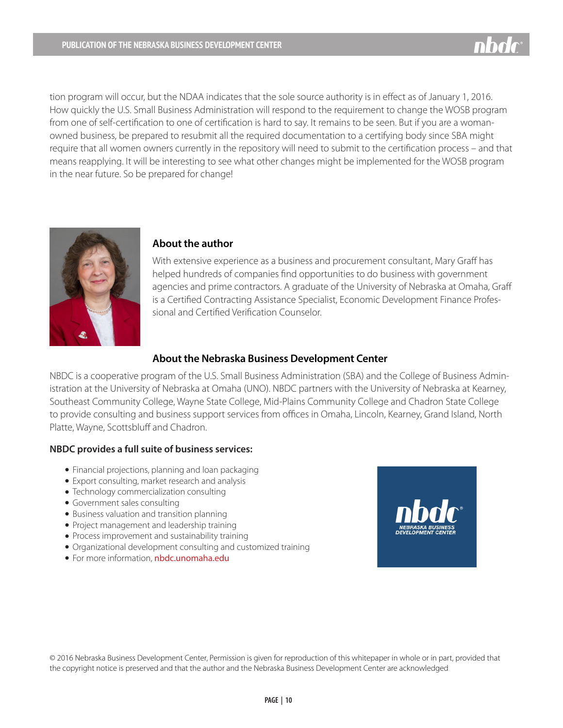tion program will occur, but the NDAA indicates that the sole source authority is in effect as of January 1, 2016. How quickly the U.S. Small Business Administration will respond to the requirement to change the WOSB program from one of self-certification to one of certification is hard to say. It remains to be seen. But if you are a woman-owned business, be prepared to resubmit all the required documentation to a certifying body since SBA might require that all women owners currently in the repository will need to submit to the certification process – and that means reapplying. It will be interesting to see what other changes might be implemented for the WOSB program in the near future. So be prepared for change!

## About the author

With extensive experience as a business and procurement consultant, Mary Graff has helped hundreds of companies find opportunities to do business with government agencies and prime contractors. A graduate of the University of Nebraska at Omaha, Graff is a Certified Contracting Assistance Specialist, Economic Development Finance Professional and Certified Verification Counselor.

## About the Nebraska Business Development Center

NBDC is a cooperative program of the U.S. Small Business Administration (SBA) and the College of Business Administration at the University of Nebraska at Omaha (UNO). NBDC partners with the University of Nebraska at Kearney, Southeast Community College, Wayne State College, Mid-Plains Community College and Chadron State College to provide consulting and business support services from offices in Omaha, Lincoln, Kearney, Grand Island, North Platte, Wayne, Scottsbluff and Chadron.

**NBDC provides a full suite of business services:**

- Financial projections, planning and loan packaging
- Export consulting, market research and analysis
- Technology commercialization consulting
- Government sales consulting
- Business valuation and transition planning
- Project management and leadership training
- Process improvement and sustainability training
- Organizational development consulting and customized training
- For more information, nbdc.unomaha.edu

© 2016 Nebraska Business Development Center, Permission is given for reproduction of this whitepaper in whole or in part, provided that the copyright notice is preserved and that the author and the Nebraska Business Development Center are acknowledged